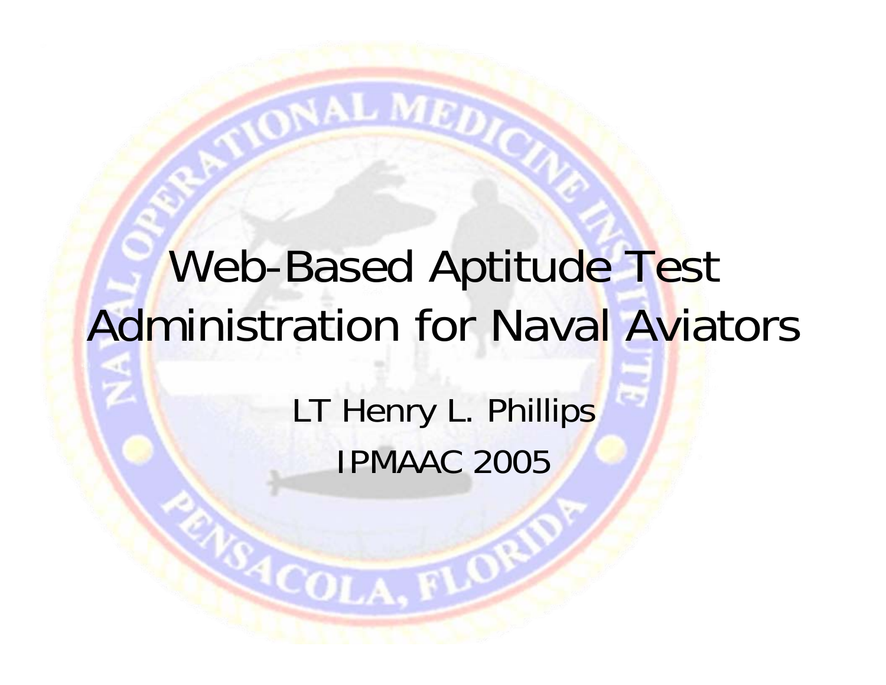# Web-Based Aptitude Test Administration for Naval Aviators

LT Henry L. Phillips

IPMAAC 2005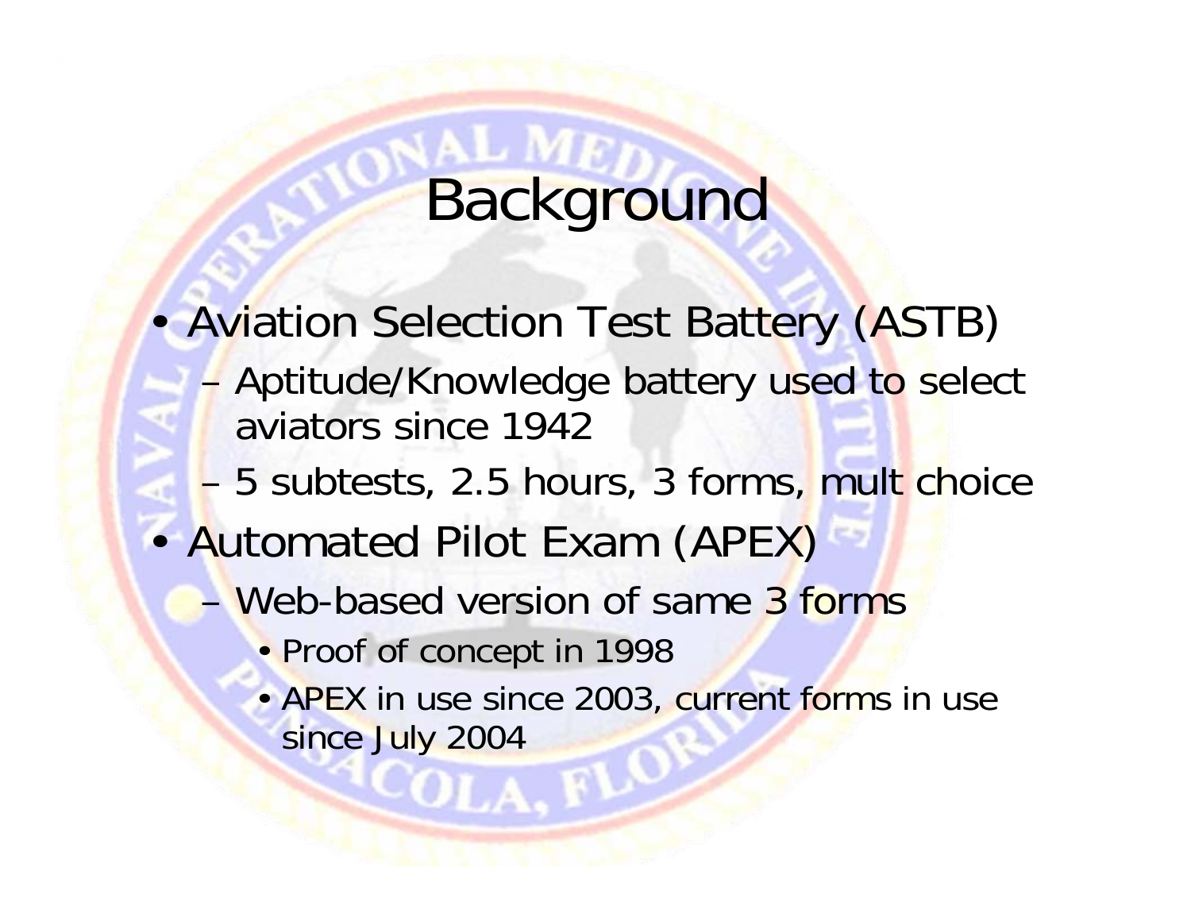# Background

- Aviation Selection Test Battery (ASTB)
  - Aptitude/Knowledge battery used to select aviators since 1942
  - 5 subtests, 2.5 hours, 3 forms, mult choice
- Automated Pilot Exam (APEX)
  - Web-based version of same 3 forms
    - Proof of concept in 1998
    - APEX in use since 2003, current forms in use since July 2004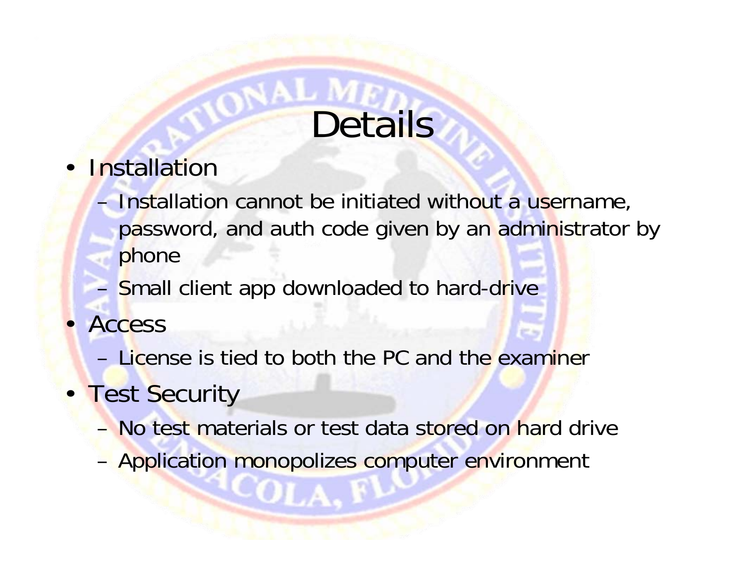# Details

- Installation
  - Installation cannot be initiated without a username, password, and auth code given by an administrator by phone
  - Small client app downloaded to hard-drive
- Access
  - License is tied to both the PC and the examiner
- Test Security
  - No test materials or test data stored on hard drive
  - Application monopolizes computer environment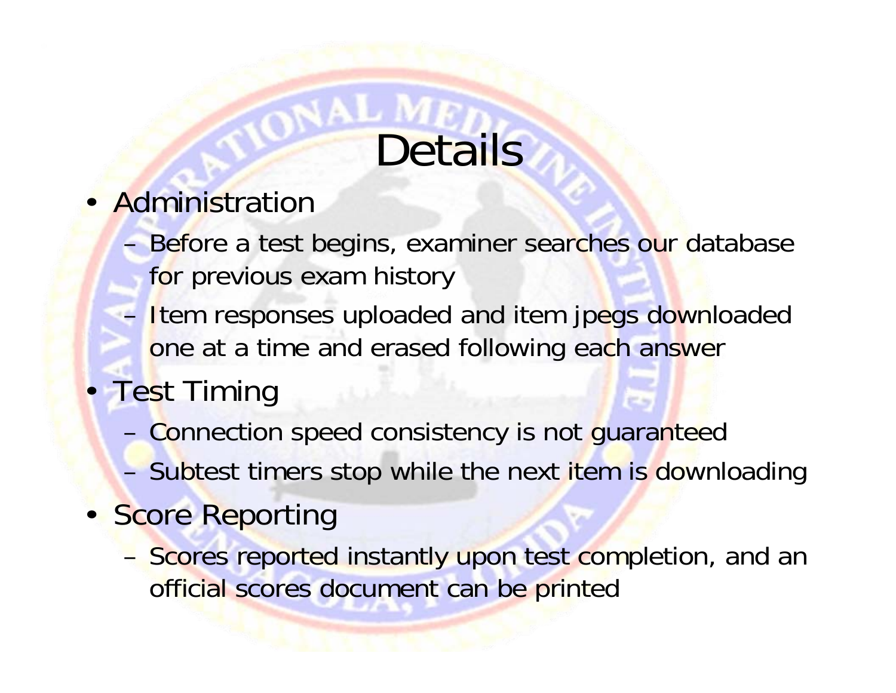# Details

- Administration
  - Before a test begins, examiner searches our database for previous exam history
  - Item responses uploaded and item jpegs downloaded one at a time and erased following each answer
- Test Timing
  - Connection speed consistency is not guaranteed
  - Subtest timers stop while the next item is downloading
- Score Reporting
  - Scores reported instantly upon test completion, and an official scores document can be printed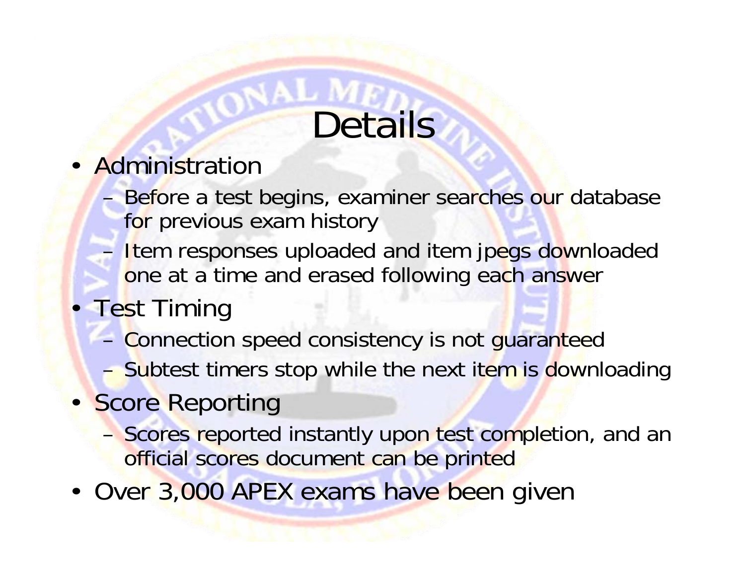# Details

- Administration
  - Before a test begins, examiner searches our database for previous exam history
  - Item responses uploaded and item jpegs downloaded one at a time and erased following each answer
- Test Timing
  - Connection speed consistency is not guaranteed
  - Subtest timers stop while the next item is downloading
- Score Reporting
  - Scores reported instantly upon test completion, and an official scores document can be printed
- Over 3,000 APEX exams have been given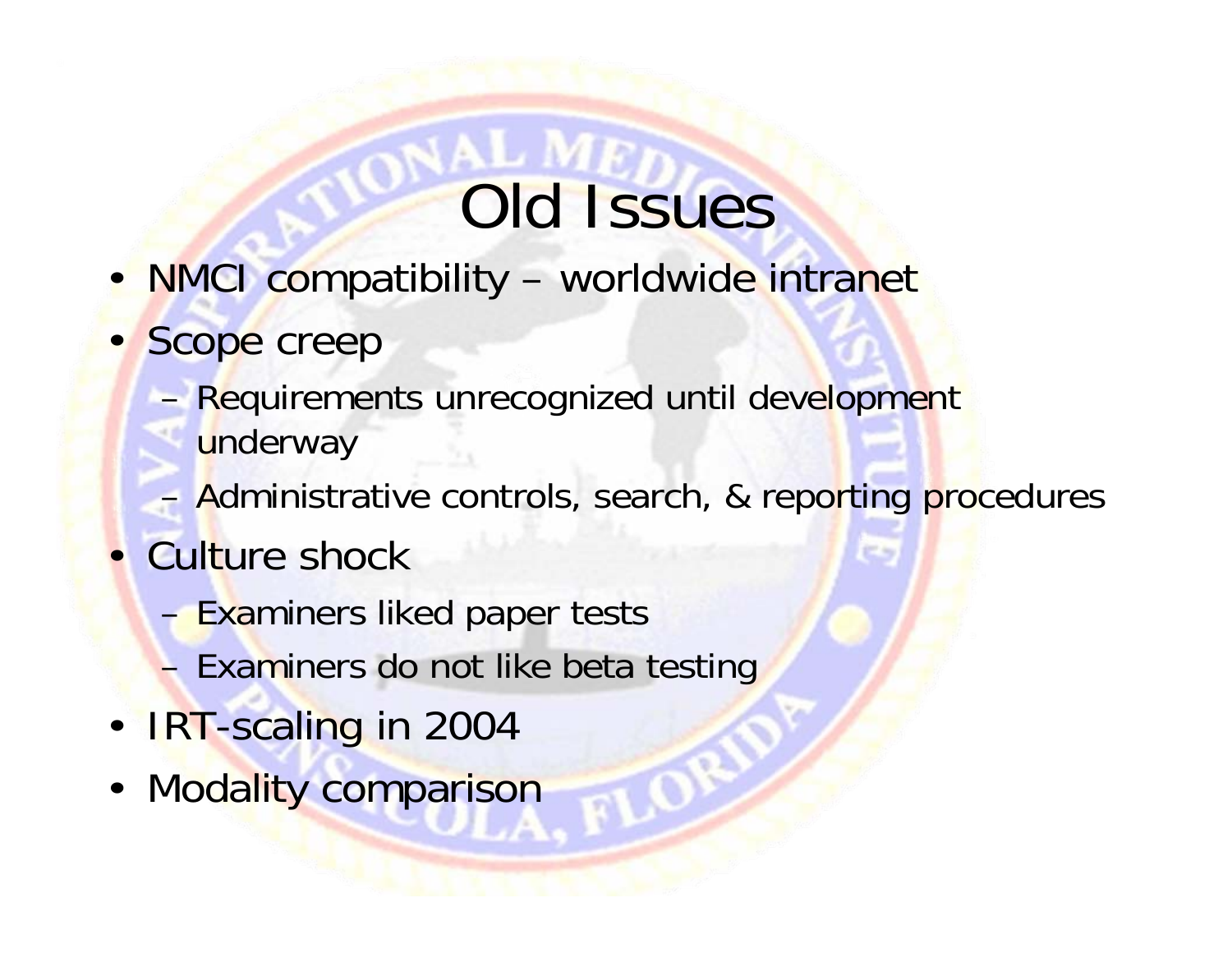# Old Issues

- NMCI compatibility – worldwide intranet
- Scope creep
  - Requirements unrecognized until development underway
  - Administrative controls, search, & reporting procedures
- Culture shock
  - Examiners liked paper tests
  - Examiners do not like beta testing
- IRT-scaling in 2004
- Modality comparison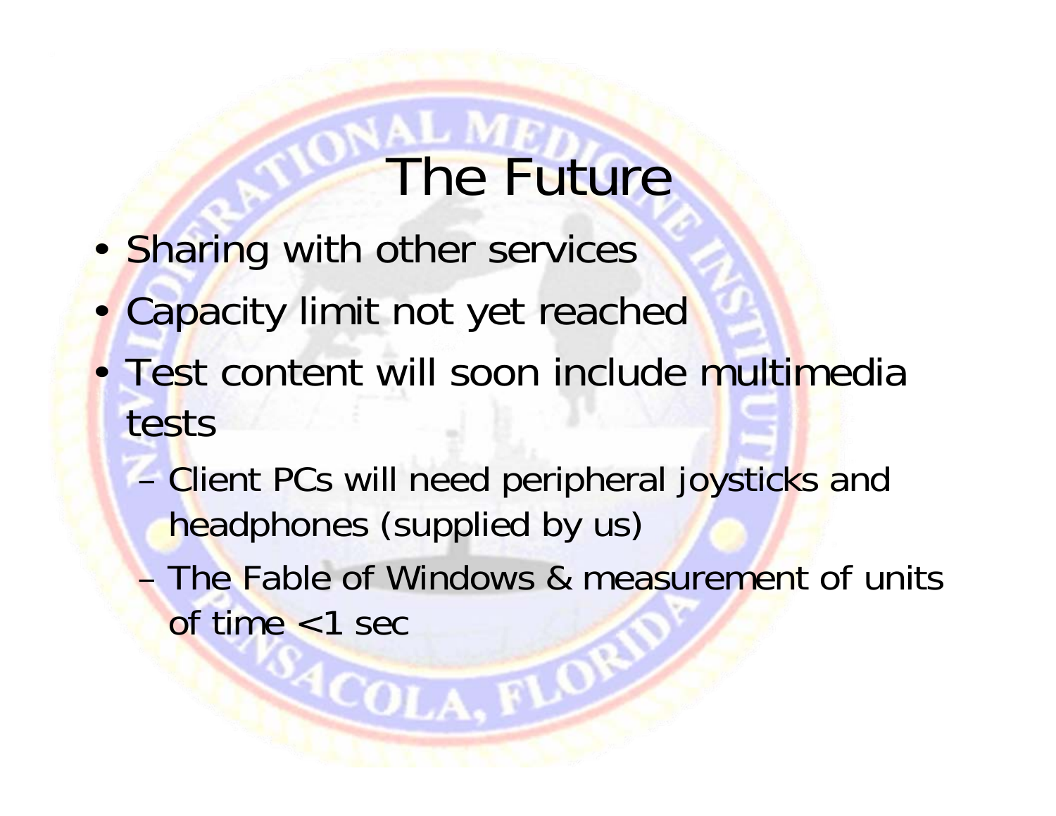# The Future

- Sharing with other services
- Capacity limit not yet reached
- Test content will soon include multimedia tests
  - Client PCs will need peripheral joysticks and headphones (supplied by us)
  - The Fable of Windows & measurement of units of time <1 sec